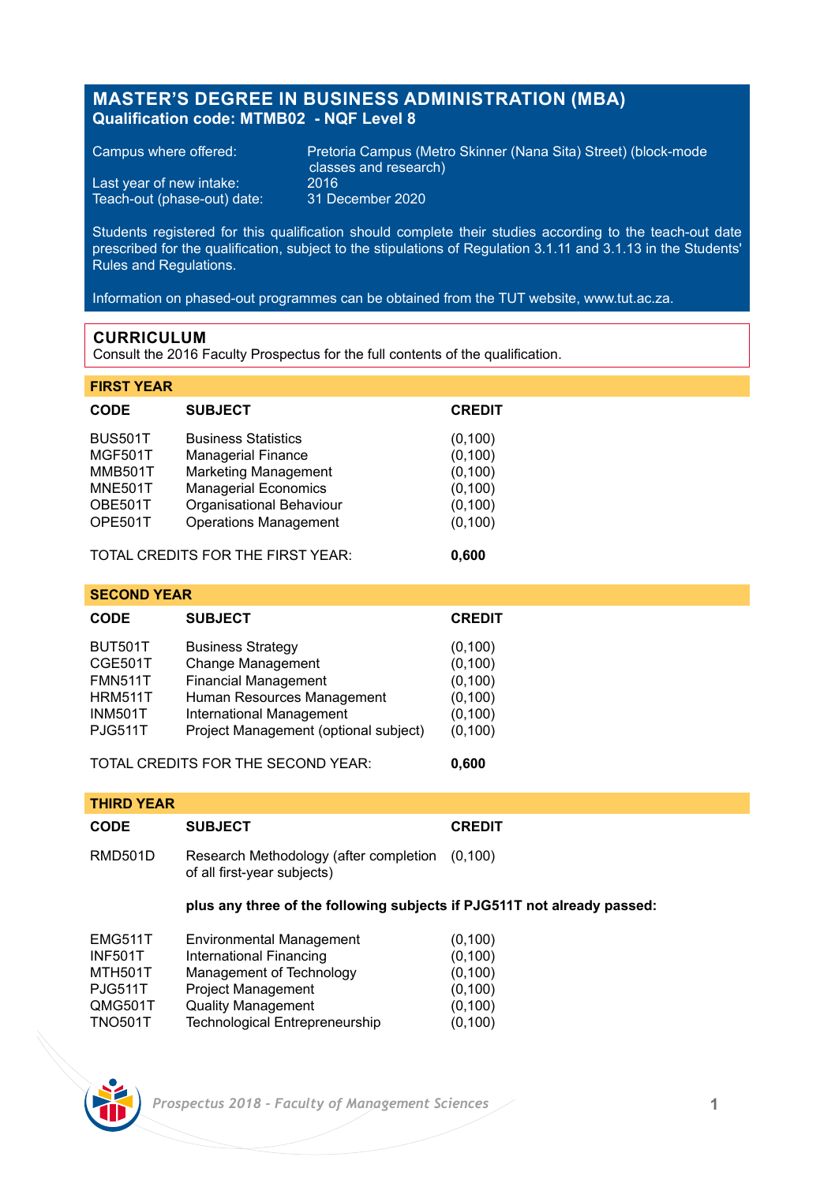# MASTER'S DEGREE IN BUSINESS ADMINISTRATION (MBA)

**Qualification code: MTMB02 - NQF Level 8**

| | |
|---|---|
| Campus where offered: | Pretoria Campus (Metro Skinner (Nana Sita) Street) (block-mode classes and research) |
| Last year of new intake: | 2016 |
| Teach-out (phase-out) date: | 31 December 2020 |

Students registered for this qualification should complete their studies according to the teach-out date prescribed for the qualification, subject to the stipulations of Regulation 3.1.11 and 3.1.13 in the Students' Rules and Regulations.

Information on phased-out programmes can be obtained from the TUT website, www.tut.ac.za.

## CURRICULUM

Consult the 2016 Faculty Prospectus for the full contents of the qualification.

### FIRST YEAR

| CODE | SUBJECT | CREDIT |
|---|---|---|
| BUS501T | Business Statistics | (0,100) |
| MGF501T | Managerial Finance | (0,100) |
| MMB501T | Marketing Management | (0,100) |
| MNE501T | Managerial Economics | (0,100) |
| OBE501T | Organisational Behaviour | (0,100) |
| OPE501T | Operations Management | (0,100) |

TOTAL CREDITS FOR THE FIRST YEAR: **0,600**

### SECOND YEAR

| CODE | SUBJECT | CREDIT |
|---|---|---|
| BUT501T | Business Strategy | (0,100) |
| CGE501T | Change Management | (0,100) |
| FMN511T | Financial Management | (0,100) |
| HRM511T | Human Resources Management | (0,100) |
| INM501T | International Management | (0,100) |
| PJG511T | Project Management (optional subject) | (0,100) |

TOTAL CREDITS FOR THE SECOND YEAR: **0,600**

### THIRD YEAR

| CODE | SUBJECT | CREDIT |
|---|---|---|
| RMD501D | Research Methodology (after completion of all first-year subjects) | (0,100) |

**plus any three of the following subjects if PJG511T not already passed:**

| CODE | SUBJECT | CREDIT |
|---|---|---|
| EMG511T | Environmental Management | (0,100) |
| INF501T | International Financing | (0,100) |
| MTH501T | Management of Technology | (0,100) |
| PJG511T | Project Management | (0,100) |
| QMG501T | Quality Management | (0,100) |
| TNO501T | Technological Entrepreneurship | (0,100) |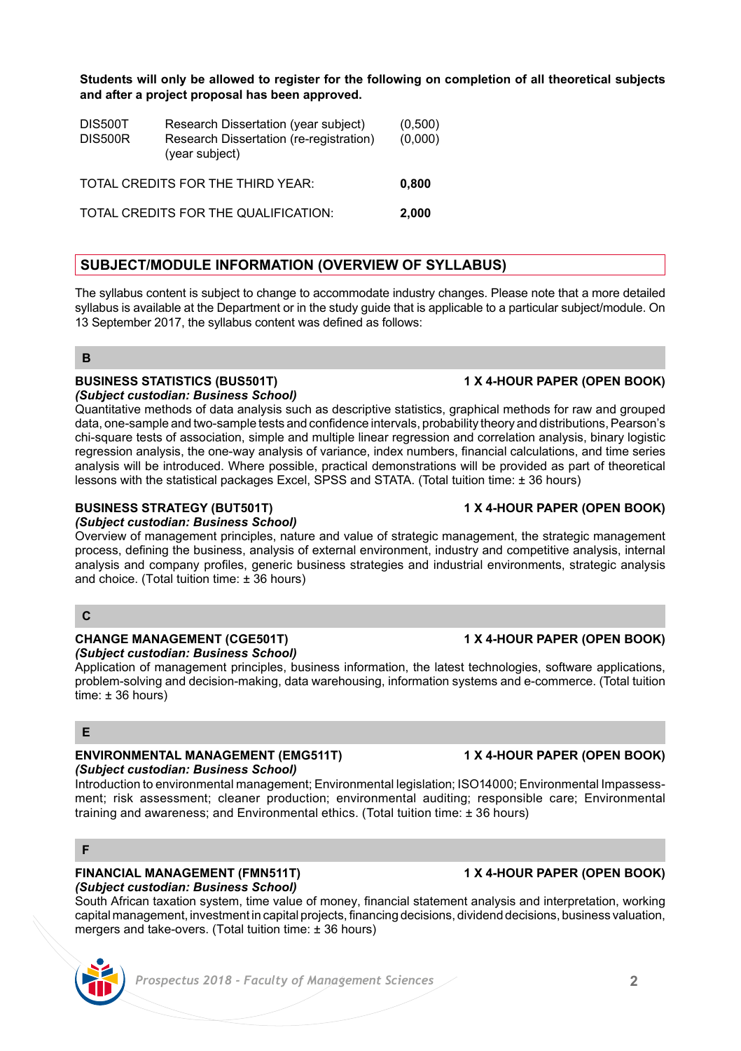**Students will only be allowed to register for the following on completion of all theoretical subjects and after a project proposal has been approved.**

| | | |
|---|---|---|
| DIS500T | Research Dissertation (year subject) | (0,500) |
| DIS500R | Research Dissertation (re-registration) (year subject) | (0,000) |

TOTAL CREDITS FOR THE THIRD YEAR: **0,800**

TOTAL CREDITS FOR THE QUALIFICATION: **2,000**

## SUBJECT/MODULE INFORMATION (OVERVIEW OF SYLLABUS)

The syllabus content is subject to change to accommodate industry changes. Please note that a more detailed syllabus is available at the Department or in the study guide that is applicable to a particular subject/module. On 13 September 2017, the syllabus content was defined as follows:

### B

**BUSINESS STATISTICS (BUS501T) — 1 X 4-HOUR PAPER (OPEN BOOK)**
***(Subject custodian: Business School)***
Quantitative methods of data analysis such as descriptive statistics, graphical methods for raw and grouped data, one-sample and two-sample tests and confidence intervals, probability theory and distributions, Pearson's chi-square tests of association, simple and multiple linear regression and correlation analysis, binary logistic regression analysis, the one-way analysis of variance, index numbers, financial calculations, and time series analysis will be introduced. Where possible, practical demonstrations will be provided as part of theoretical lessons with the statistical packages Excel, SPSS and STATA. (Total tuition time: ± 36 hours)

**BUSINESS STRATEGY (BUT501T) — 1 X 4-HOUR PAPER (OPEN BOOK)**
***(Subject custodian: Business School)***
Overview of management principles, nature and value of strategic management, the strategic management process, defining the business, analysis of external environment, industry and competitive analysis, internal analysis and company profiles, generic business strategies and industrial environments, strategic analysis and choice. (Total tuition time: ± 36 hours)

### C

**CHANGE MANAGEMENT (CGE501T) — 1 X 4-HOUR PAPER (OPEN BOOK)**
***(Subject custodian: Business School)***
Application of management principles, business information, the latest technologies, software applications, problem-solving and decision-making, data warehousing, information systems and e-commerce. (Total tuition time: ± 36 hours)

### E

**ENVIRONMENTAL MANAGEMENT (EMG511T) — 1 X 4-HOUR PAPER (OPEN BOOK)**
***(Subject custodian: Business School)***
Introduction to environmental management; Environmental legislation; ISO14000; Environmental Impassessment; risk assessment; cleaner production; environmental auditing; responsible care; Environmental training and awareness; and Environmental ethics. (Total tuition time: ± 36 hours)

### F

**FINANCIAL MANAGEMENT (FMN511T) — 1 X 4-HOUR PAPER (OPEN BOOK)**
***(Subject custodian: Business School)***
South African taxation system, time value of money, financial statement analysis and interpretation, working capital management, investment in capital projects, financing decisions, dividend decisions, business valuation, mergers and take-overs. (Total tuition time: ± 36 hours)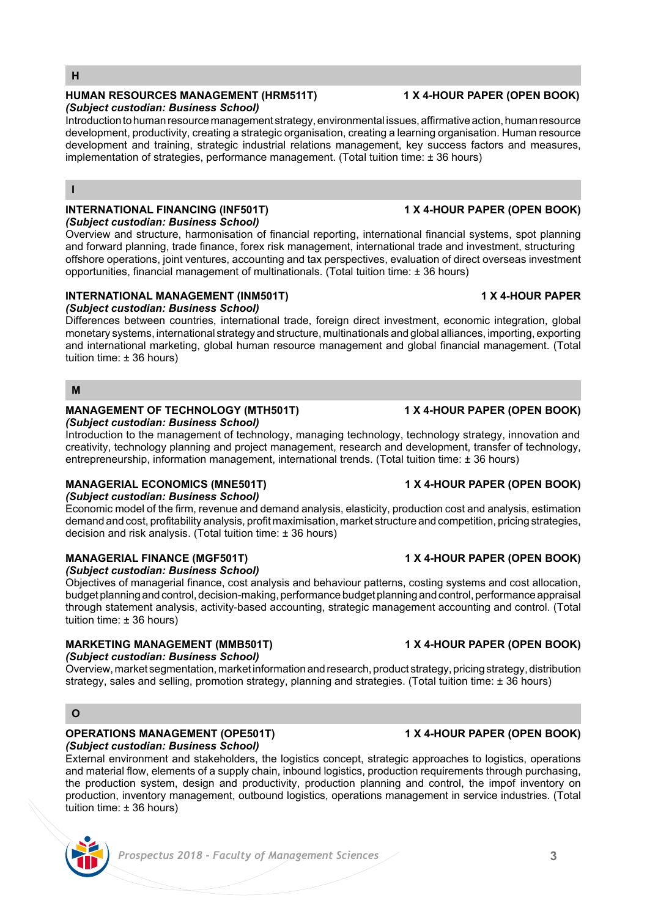## H

### HUMAN RESOURCES MANAGEMENT (HRM511T) — 1 X 4-HOUR PAPER (OPEN BOOK)
***(Subject custodian: Business School)***

Introduction to human resource management strategy, environmental issues, affirmative action, human resource development, productivity, creating a strategic organisation, creating a learning organisation. Human resource development and training, strategic industrial relations management, key success factors and measures, implementation of strategies, performance management. (Total tuition time: ± 36 hours)

## I

### INTERNATIONAL FINANCING (INF501T) — 1 X 4-HOUR PAPER (OPEN BOOK)
***(Subject custodian: Business School)***

Overview and structure, harmonisation of financial reporting, international financial systems, spot planning and forward planning, trade finance, forex risk management, international trade and investment, structuring offshore operations, joint ventures, accounting and tax perspectives, evaluation of direct overseas investment opportunities, financial management of multinationals. (Total tuition time: ± 36 hours)

### INTERNATIONAL MANAGEMENT (INM501T) — 1 X 4-HOUR PAPER
***(Subject custodian: Business School)***

Differences between countries, international trade, foreign direct investment, economic integration, global monetary systems, international strategy and structure, multinationals and global alliances, importing, exporting and international marketing, global human resource management and global financial management. (Total tuition time: ± 36 hours)

## M

### MANAGEMENT OF TECHNOLOGY (MTH501T) — 1 X 4-HOUR PAPER (OPEN BOOK)
***(Subject custodian: Business School)***

Introduction to the management of technology, managing technology, technology strategy, innovation and creativity, technology planning and project management, research and development, transfer of technology, entrepreneurship, information management, international trends. (Total tuition time: ± 36 hours)

### MANAGERIAL ECONOMICS (MNE501T) — 1 X 4-HOUR PAPER (OPEN BOOK)
***(Subject custodian: Business School)***

Economic model of the firm, revenue and demand analysis, elasticity, production cost and analysis, estimation demand and cost, profitability analysis, profit maximisation, market structure and competition, pricing strategies, decision and risk analysis. (Total tuition time: ± 36 hours)

### MANAGERIAL FINANCE (MGF501T) — 1 X 4-HOUR PAPER (OPEN BOOK)
***(Subject custodian: Business School)***

Objectives of managerial finance, cost analysis and behaviour patterns, costing systems and cost allocation, budget planning and control, decision-making, performance budget planning and control, performance appraisal through statement analysis, activity-based accounting, strategic management accounting and control. (Total tuition time: ± 36 hours)

### MARKETING MANAGEMENT (MMB501T) — 1 X 4-HOUR PAPER (OPEN BOOK)
***(Subject custodian: Business School)***

Overview, market segmentation, market information and research, product strategy, pricing strategy, distribution strategy, sales and selling, promotion strategy, planning and strategies. (Total tuition time: ± 36 hours)

## O

### OPERATIONS MANAGEMENT (OPE501T) — 1 X 4-HOUR PAPER (OPEN BOOK)
***(Subject custodian: Business School)***

External environment and stakeholders, the logistics concept, strategic approaches to logistics, operations and material flow, elements of a supply chain, inbound logistics, production requirements through purchasing, the production system, design and productivity, production planning and control, the impof inventory on production, inventory management, outbound logistics, operations management in service industries. (Total tuition time: ± 36 hours)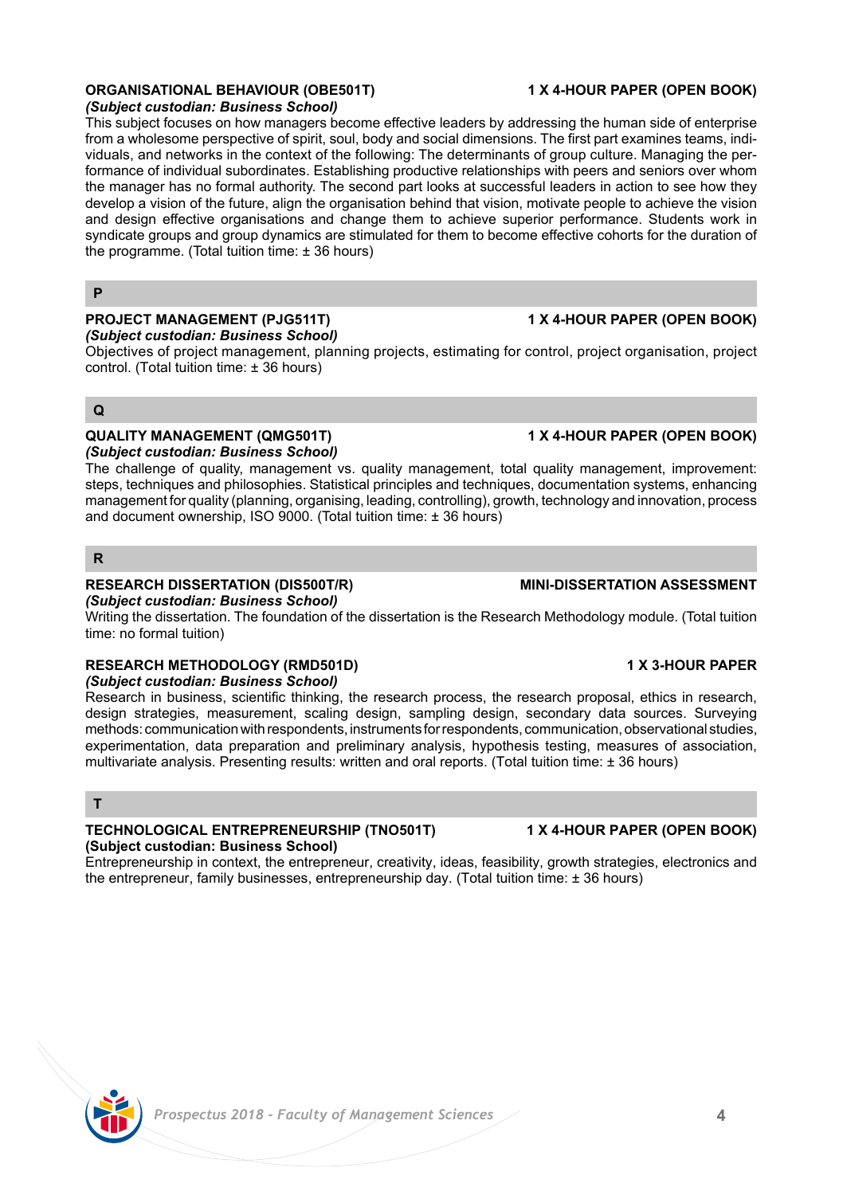**ORGANISATIONAL BEHAVIOUR (OBE501T)** **1 X 4-HOUR PAPER (OPEN BOOK)**
***(Subject custodian: Business School)***
This subject focuses on how managers become effective leaders by addressing the human side of enterprise from a wholesome perspective of spirit, soul, body and social dimensions. The first part examines teams, individuals, and networks in the context of the following: The determinants of group culture. Managing the performance of individual subordinates. Establishing productive relationships with peers and seniors over whom the manager has no formal authority. The second part looks at successful leaders in action to see how they develop a vision of the future, align the organisation behind that vision, motivate people to achieve the vision and design effective organisations and change them to achieve superior performance. Students work in syndicate groups and group dynamics are stimulated for them to become effective cohorts for the duration of the programme. (Total tuition time: ± 36 hours)

## P

**PROJECT MANAGEMENT (PJG511T)** **1 X 4-HOUR PAPER (OPEN BOOK)**
***(Subject custodian: Business School)***
Objectives of project management, planning projects, estimating for control, project organisation, project control. (Total tuition time: ± 36 hours)

## Q

**QUALITY MANAGEMENT (QMG501T)** **1 X 4-HOUR PAPER (OPEN BOOK)**
***(Subject custodian: Business School)***
The challenge of quality, management vs. quality management, total quality management, improvement: steps, techniques and philosophies. Statistical principles and techniques, documentation systems, enhancing management for quality (planning, organising, leading, controlling), growth, technology and innovation, process and document ownership, ISO 9000. (Total tuition time: ± 36 hours)

## R

**RESEARCH DISSERTATION (DIS500T/R)** **MINI-DISSERTATION ASSESSMENT**
***(Subject custodian: Business School)***
Writing the dissertation. The foundation of the dissertation is the Research Methodology module. (Total tuition time: no formal tuition)

**RESEARCH METHODOLOGY (RMD501D)** **1 X 3-HOUR PAPER**
***(Subject custodian: Business School)***
Research in business, scientific thinking, the research process, the research proposal, ethics in research, design strategies, measurement, scaling design, sampling design, secondary data sources. Surveying methods: communication with respondents, instruments for respondents, communication, observational studies, experimentation, data preparation and preliminary analysis, hypothesis testing, measures of association, multivariate analysis. Presenting results: written and oral reports. (Total tuition time: ± 36 hours)

## T

**TECHNOLOGICAL ENTREPRENEURSHIP (TNO501T)** **1 X 4-HOUR PAPER (OPEN BOOK)**
**(Subject custodian: Business School)**
Entrepreneurship in context, the entrepreneur, creativity, ideas, feasibility, growth strategies, electronics and the entrepreneur, family businesses, entrepreneurship day. (Total tuition time: ± 36 hours)